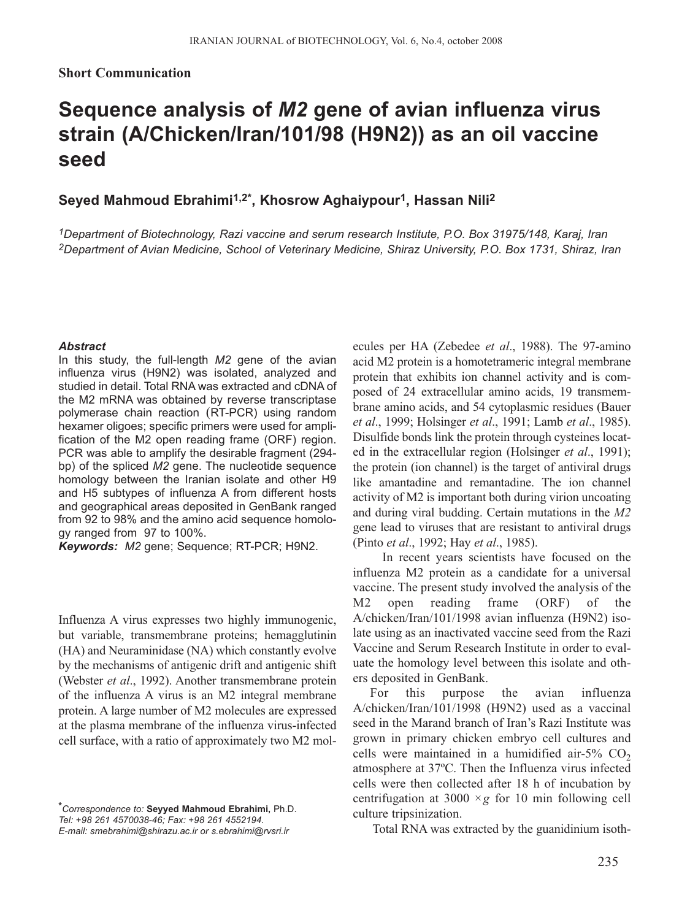**Short Communication**

# Sequence analysis of *M2* gene of avian influenza virus strain (A/Chicken/Iran/101/98 (H9N2)) as an oil vaccine seed

**Seyed Mahmoud Ebrahimi[1,2*], Khosrow Aghaiypour[1], Hassan Nili[2]**

*[1]Department of Biotechnology, Razi vaccine and serum research Institute, P.O. Box 31975/148, Karaj, Iran*
*[2]Department of Avian Medicine, School of Veterinary Medicine, Shiraz University, P.O. Box 1731, Shiraz, Iran*

***Abstract***

In this study, the full-length *M2* gene of the avian influenza virus (H9N2) was isolated, analyzed and studied in detail. Total RNA was extracted and cDNA of the M2 mRNA was obtained by reverse transcriptase polymerase chain reaction (RT-PCR) using random hexamer oligoes; specific primers were used for amplification of the M2 open reading frame (ORF) region. PCR was able to amplify the desirable fragment (294-bp) of the spliced *M2* gene. The nucleotide sequence homology between the Iranian isolate and other H9 and H5 subtypes of influenza A from different hosts and geographical areas deposited in GenBank ranged from 92 to 98% and the amino acid sequence homology ranged from 97 to 100%.

***Keywords:*** *M2* gene; Sequence; RT-PCR; H9N2.

Influenza A virus expresses two highly immunogenic, but variable, transmembrane proteins; hemagglutinin (HA) and Neuraminidase (NA) which constantly evolve by the mechanisms of antigenic drift and antigenic shift (Webster *et al*., 1992). Another transmembrane protein of the influenza A virus is an M2 integral membrane protein. A large number of M2 molecules are expressed at the plasma membrane of the influenza virus-infected cell surface, with a ratio of approximately two M2 molecules per HA (Zebedee *et al*., 1988). The 97-amino acid M2 protein is a homotetrameric integral membrane protein that exhibits ion channel activity and is composed of 24 extracellular amino acids, 19 transmembrane amino acids, and 54 cytoplasmic residues (Bauer *et al*., 1999; Holsinger *et al*., 1991; Lamb *et al*., 1985). Disulfide bonds link the protein through cysteines located in the extracellular region (Holsinger *et al*., 1991); the protein (ion channel) is the target of antiviral drugs like amantadine and remantadine. The ion channel activity of M2 is important both during virion uncoating and during viral budding. Certain mutations in the *M2* gene lead to viruses that are resistant to antiviral drugs (Pinto *et al*., 1992; Hay *et al*., 1985).

In recent years scientists have focused on the influenza M2 protein as a candidate for a universal vaccine. The present study involved the analysis of the M2 open reading frame (ORF) of the A/chicken/Iran/101/1998 avian influenza (H9N2) isolate using as an inactivated vaccine seed from the Razi Vaccine and Serum Research Institute in order to evaluate the homology level between this isolate and others deposited in GenBank.

For this purpose the avian influenza A/chicken/Iran/101/1998 (H9N2) used as a vaccinal seed in the Marand branch of Iran's Razi Institute was grown in primary chicken embryo cell cultures and cells were maintained in a humidified air-5% $CO_2$ atmosphere at 37ºC. Then the Influenza virus infected cells were then collected after 18 h of incubation by centrifugation at 3000 $\times g$ for 10 min following cell culture tripsinization.

Total RNA was extracted by the guanidinium isoth-

*Correspondence to: **Seyyed Mahmoud Ebrahimi,** Ph.D.
*Tel: +98 261 4570038-46; Fax: +98 261 4552194.*
*E-mail: smebrahimi@shirazu.ac.ir or s.ebrahimi@rvsri.ir*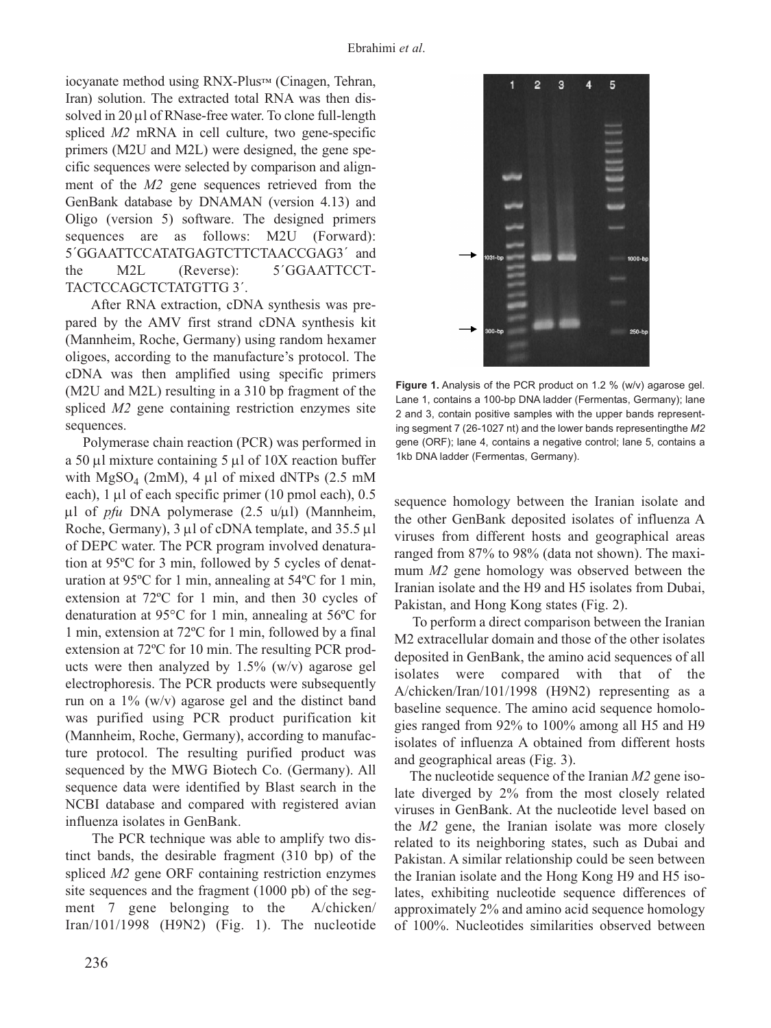iocyanate method using RNX-Plus™ (Cinagen, Tehran, Iran) solution. The extracted total RNA was then dissolved in 20 µl of RNase-free water. To clone full-length spliced *M2* mRNA in cell culture, two gene-specific primers (M2U and M2L) were designed, the gene specific sequences were selected by comparison and alignment of the *M2* gene sequences retrieved from the GenBank database by DNAMAN (version 4.13) and Oligo (version 5) software. The designed primers sequences are as follows: M2U (Forward): 5´GGAATTCCATATGAGTCTTCTAACCGAG3´ and the M2L (Reverse): 5´GGAATTCCT-TACTCCAGCTCTATGTTG 3´.

After RNA extraction, cDNA synthesis was prepared by the AMV first strand cDNA synthesis kit (Mannheim, Roche, Germany) using random hexamer oligoes, according to the manufacture's protocol. The cDNA was then amplified using specific primers (M2U and M2L) resulting in a 310 bp fragment of the spliced *M2* gene containing restriction enzymes site sequences.

Polymerase chain reaction (PCR) was performed in a 50 µl mixture containing 5 µl of 10X reaction buffer with $MgSO_4$ (2mM), 4 µl of mixed dNTPs (2.5 mM each), 1 µl of each specific primer (10 pmol each), 0.5 µl of *pfu* DNA polymerase (2.5 u/µl) (Mannheim, Roche, Germany), 3 µl of cDNA template, and 35.5 µl of DEPC water. The PCR program involved denaturation at 95ºC for 3 min, followed by 5 cycles of denaturation at 95ºC for 1 min, annealing at 54ºC for 1 min, extension at 72ºC for 1 min, and then 30 cycles of denaturation at 95°C for 1 min, annealing at 56ºC for 1 min, extension at 72ºC for 1 min, followed by a final extension at 72ºC for 10 min. The resulting PCR products were then analyzed by 1.5% (w/v) agarose gel electrophoresis. The PCR products were subsequently run on a 1% (w/v) agarose gel and the distinct band was purified using PCR product purification kit (Mannheim, Roche, Germany), according to manufacture protocol. The resulting purified product was sequenced by the MWG Biotech Co. (Germany). All sequence data were identified by Blast search in the NCBI database and compared with registered avian influenza isolates in GenBank.

The PCR technique was able to amplify two distinct bands, the desirable fragment (310 bp) of the spliced *M2* gene ORF containing restriction enzymes site sequences and the fragment (1000 pb) of the segment 7 gene belonging to the A/chicken/Iran/101/1998 (H9N2) (Fig. 1). The nucleotide sequence homology between the Iranian isolate and the other GenBank deposited isolates of influenza A viruses from different hosts and geographical areas ranged from 87% to 98% (data not shown). The maximum *M2* gene homology was observed between the Iranian isolate and the H9 and H5 isolates from Dubai, Pakistan, and Hong Kong states (Fig. 2).

**Figure 1.** Analysis of the PCR product on 1.2 % (w/v) agarose gel. Lane 1, contains a 100-bp DNA ladder (Fermentas, Germany); lane 2 and 3, contain positive samples with the upper bands representing segment 7 (26-1027 nt) and the lower bands representingthe *M2* gene (ORF); lane 4, contains a negative control; lane 5, contains a 1kb DNA ladder (Fermentas, Germany).

To perform a direct comparison between the Iranian M2 extracellular domain and those of the other isolates deposited in GenBank, the amino acid sequences of all isolates were compared with that of the A/chicken/Iran/101/1998 (H9N2) representing as a baseline sequence. The amino acid sequence homologies ranged from 92% to 100% among all H5 and H9 isolates of influenza A obtained from different hosts and geographical areas (Fig. 3).

The nucleotide sequence of the Iranian *M2* gene isolate diverged by 2% from the most closely related viruses in GenBank. At the nucleotide level based on the *M2* gene, the Iranian isolate was more closely related to its neighboring states, such as Dubai and Pakistan. A similar relationship could be seen between the Iranian isolate and the Hong Kong H9 and H5 isolates, exhibiting nucleotide sequence differences of approximately 2% and amino acid sequence homology of 100%. Nucleotides similarities observed between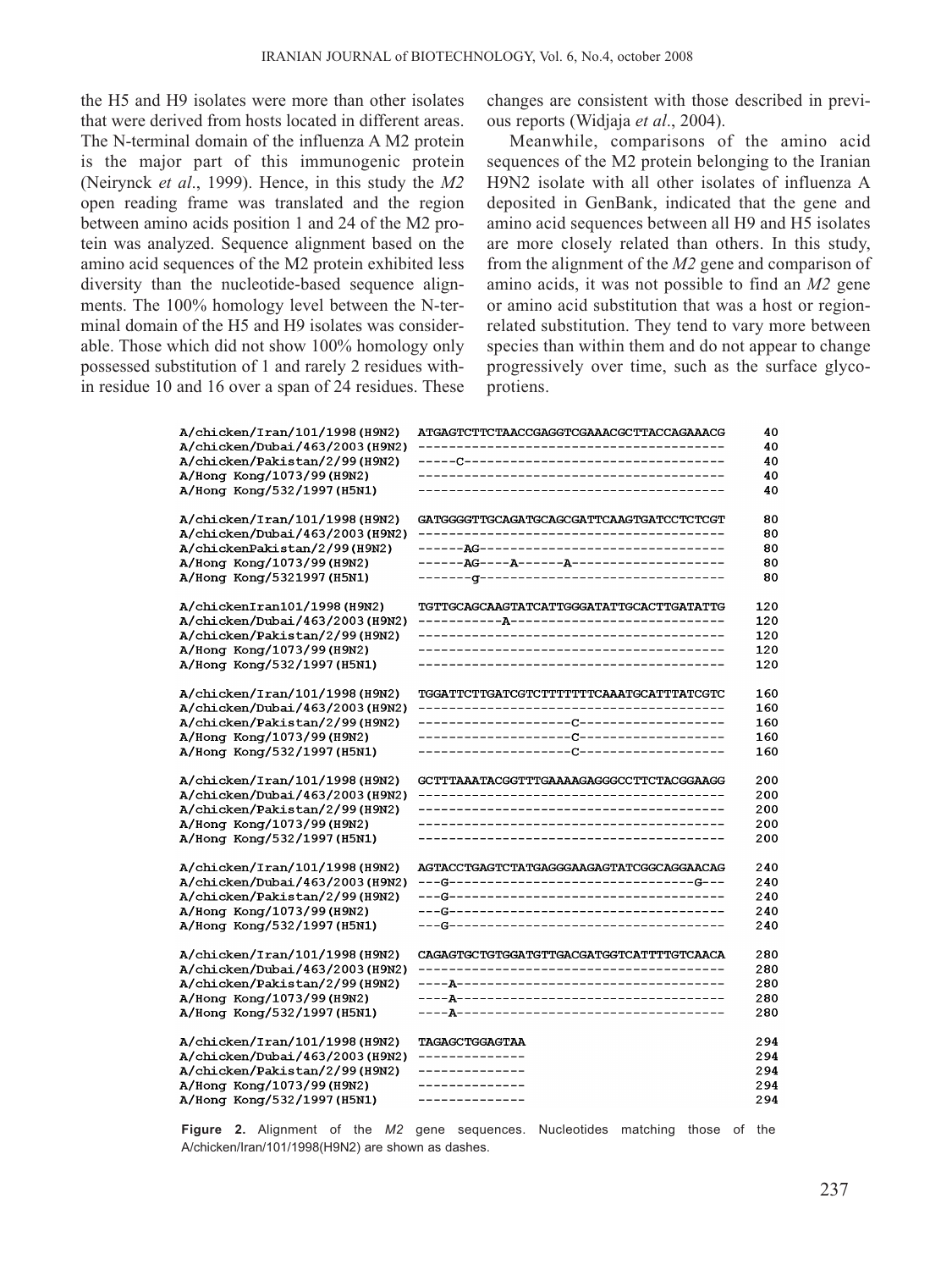the H5 and H9 isolates were more than other isolates that were derived from hosts located in different areas. The N-terminal domain of the influenza A M2 protein is the major part of this immunogenic protein (Neirynck *et al*., 1999). Hence, in this study the *M2* open reading frame was translated and the region between amino acids position 1 and 24 of the M2 protein was analyzed. Sequence alignment based on the amino acid sequences of the M2 protein exhibited less diversity than the nucleotide-based sequence alignments. The 100% homology level between the N-terminal domain of the H5 and H9 isolates was considerable. Those which did not show 100% homology only possessed substitution of 1 and rarely 2 residues within residue 10 and 16 over a span of 24 residues. These changes are consistent with those described in previous reports (Widjaja *et al*., 2004).

Meanwhile, comparisons of the amino acid sequences of the M2 protein belonging to the Iranian H9N2 isolate with all other isolates of influenza A deposited in GenBank, indicated that the gene and amino acid sequences between all H9 and H5 isolates are more closely related than others. In this study, from the alignment of the *M2* gene and comparison of amino acids, it was not possible to find an *M2* gene or amino acid substitution that was a host or region-related substitution. They tend to vary more between species than within them and do not appear to change progressively over time, such as the surface glycoprotiens.

```
A/chicken/Iran/101/1998(H9N2)    ATGAGTCTTCTAACCGAGGTCGAAACGCTTACCAGAAACG   40
A/chicken/Dubai/463/2003(H9N2)   ----------------------------------------   40
A/chicken/Pakistan/2/99(H9N2)    -----C----------------------------------   40
A/Hong Kong/1073/99(H9N2)        ----------------------------------------   40
A/Hong Kong/532/1997(H5N1)       ----------------------------------------   40

A/chicken/Iran/101/1998(H9N2)    GATGGGGTTGCAGATGCAGCGATTCAAGTGATCCTCTCGT   80
A/chicken/Dubai/463/2003(H9N2)   ----------------------------------------   80
A/chickenPakistan/2/99(H9N2)     ------AG--------------------------------   80
A/Hong Kong/1073/99(H9N2)        ------AG----A------A--------------------   80
A/Hong Kong/5321997(H5N1)        -------g--------------------------------   80

A/chickenIran101/1998(H9N2)      TGTTGCAGCAAGTATCATTGGGATATTGCACTTGATATTG  120
A/chicken/Dubai/463/2003(H9N2)   -----------A----------------------------  120
A/chicken/Pakistan/2/99(H9N2)    ----------------------------------------  120
A/Hong Kong/1073/99(H9N2)        ----------------------------------------  120
A/Hong Kong/532/1997(H5N1)       ----------------------------------------  120

A/chicken/Iran/101/1998(H9N2)    TGGATTCTTGATCGTCTTTTTTTCAAATGCATTTATCGTC  160
A/chicken/Dubai/463/2003(H9N2)   ----------------------------------------  160
A/chicken/Pakistan/2/99(H9N2)    -------------------C--------------------  160
A/Hong Kong/1073/99(H9N2)        -------------------C--------------------  160
A/Hong Kong/532/1997(H5N1)       -------------------C--------------------  160

A/chicken/Iran/101/1998(H9N2)    GCTTTAAATACGGTTTGAAAAGAGGGCCTTCTACGGAAGG  200
A/chicken/Dubai/463/2003(H9N2)   ----------------------------------------  200
A/chicken/Pakistan/2/99(H9N2)    ----------------------------------------  200
A/Hong Kong/1073/99(H9N2)        ----------------------------------------  200
A/Hong Kong/532/1997(H5N1)       ----------------------------------------  200

A/chicken/Iran/101/1998(H9N2)    AGTACCTGAGTCTATGAGGGAAGAGTATCGGCAGGAACAG  240
A/chicken/Dubai/463/2003(H9N2)   ---G--------------------------------G---  240
A/chicken/Pakistan/2/99(H9N2)    ---G------------------------------------  240
A/Hong Kong/1073/99(H9N2)        ---G------------------------------------  240
A/Hong Kong/532/1997(H5N1)       ---G------------------------------------  240

A/chicken/Iran/101/1998(H9N2)    CAGAGTGCTGTGGATGTTGACGATGGTCATTTTGTCAACA  280
A/chicken/Dubai/463/2003(H9N2)   ----------------------------------------  280
A/chicken/Pakistan/2/99(H9N2)    ----A-----------------------------------  280
A/Hong Kong/1073/99(H9N2)        ----A-----------------------------------  280
A/Hong Kong/532/1997(H5N1)       ----A-----------------------------------  280

A/chicken/Iran/101/1998(H9N2)    TAGAGCTGGAGTAA                            294
A/chicken/Dubai/463/2003(H9N2)   --------------                            294
A/chicken/Pakistan/2/99(H9N2)    --------------                            294
A/Hong Kong/1073/99(H9N2)        --------------                            294
A/Hong Kong/532/1997(H5N1)       --------------                            294
```

**Figure 2.** Alignment of the *M2* gene sequences. Nucleotides matching those of the A/chicken/Iran/101/1998(H9N2) are shown as dashes.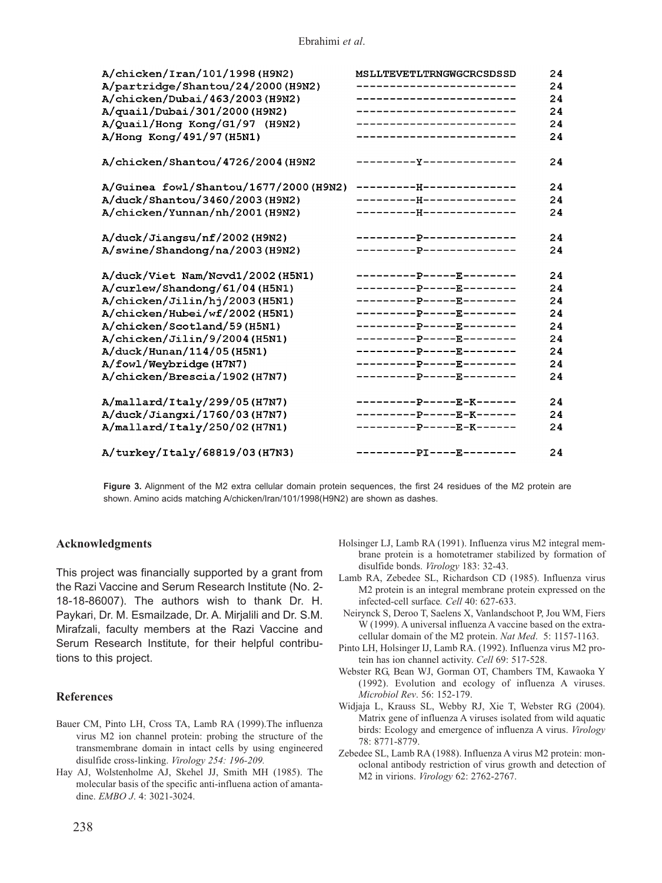```
A/chicken/Iran/101/1998(H9N2)          MSLLTEVETLTRNGWGCRCSDSSD    24
A/partridge/Shantou/24/2000(H9N2)      ------------------------    24
A/chicken/Dubai/463/2003(H9N2)         ------------------------    24
A/quail/Dubai/301/2000(H9N2)           ------------------------    24
A/Quail/Hong Kong/G1/97 (H9N2)         ------------------------    24
A/Hong Kong/491/97(H5N1)               ------------------------    24

A/chicken/Shantou/4726/2004(H9N2       ---------Y--------------    24

A/Guinea fowl/Shantou/1677/2000(H9N2)  ---------H--------------    24
A/duck/Shantou/3460/2003(H9N2)         ---------H--------------    24
A/chicken/Yunnan/nh/2001(H9N2)         ---------H--------------    24

A/duck/Jiangsu/nf/2002(H9N2)           ---------P--------------    24
A/swine/Shandong/na/2003(H9N2)         ---------P--------------    24

A/duck/Viet Nam/Ncvd1/2002(H5N1)       ---------P-----E--------    24
A/curlew/Shandong/61/04(H5N1)          ---------P-----E--------    24
A/chicken/Jilin/hj/2003(H5N1)          ---------P-----E--------    24
A/chicken/Hubei/wf/2002(H5N1)          ---------P-----E--------    24
A/chicken/Scotland/59(H5N1)            ---------P-----E--------    24
A/chicken/Jilin/9/2004(H5N1)           ---------P-----E--------    24
A/duck/Hunan/114/05(H5N1)              ---------P-----E--------    24
A/fowl/Weybridge(H7N7)                 ---------P-----E--------    24
A/chicken/Brescia/1902(H7N7)           ---------P-----E--------    24

A/mallard/Italy/299/05(H7N7)           ---------P-----E-K------    24
A/duck/Jiangxi/1760/03(H7N7)           ---------P-----E-K------    24
A/mallard/Italy/250/02(H7N1)           ---------P-----E-K------    24

A/turkey/Italy/68819/03(H7N3)          ---------PI----E--------    24
```

**Figure 3.** Alignment of the M2 extra cellular domain protein sequences, the first 24 residues of the M2 protein are shown. Amino acids matching A/chicken/Iran/101/1998(H9N2) are shown as dashes.

## Acknowledgments

This project was financially supported by a grant from the Razi Vaccine and Serum Research Institute (No. 2-18-18-86007). The authors wish to thank Dr. H. Paykari, Dr. M. Esmailzade, Dr. A. Mirjalili and Dr. S.M. Mirafzali, faculty members at the Razi Vaccine and Serum Research Institute, for their helpful contributions to this project.

## References

Bauer CM, Pinto LH, Cross TA, Lamb RA (1999).The influenza virus M2 ion channel protein: probing the structure of the transmembrane domain in intact cells by using engineered disulfide cross-linking. *Virology 254: 196-209.*

Hay AJ, Wolstenholme AJ, Skehel JJ, Smith MH (1985). The molecular basis of the specific anti-influena action of amantadine. *EMBO J*. 4: 3021-3024.

Holsinger LJ, Lamb RA (1991). Influenza virus M2 integral membrane protein is a homotetramer stabilized by formation of disulfide bonds. *Virology* 183: 32-43.

Lamb RA, Zebedee SL, Richardson CD (1985). Influenza virus M2 protein is an integral membrane protein expressed on the infected-cell surface*. Cell* 40: 627-633.

Neirynck S, Deroo T, Saelens X, Vanlandschoot P, Jou WM, Fiers W (1999). A universal influenza A vaccine based on the extracellular domain of the M2 protein. *Nat Med*. 5: 1157-1163.

Pinto LH, Holsinger IJ, Lamb RA. (1992). Influenza virus M2 protein has ion channel activity. *Cell* 69: 517-528.

Webster RG, Bean WJ, Gorman OT, Chambers TM, Kawaoka Y (1992). Evolution and ecology of influenza A viruses. *Microbiol Rev*. 56: 152-179.

Widjaja L, Krauss SL, Webby RJ, Xie T, Webster RG (2004). Matrix gene of influenza A viruses isolated from wild aquatic birds: Ecology and emergence of influenza A virus. *Virology* 78: 8771-8779.

Zebedee SL, Lamb RA (1988). Influenza A virus M2 protein: monoclonal antibody restriction of virus growth and detection of M2 in virions. *Virology* 62: 2762-2767.